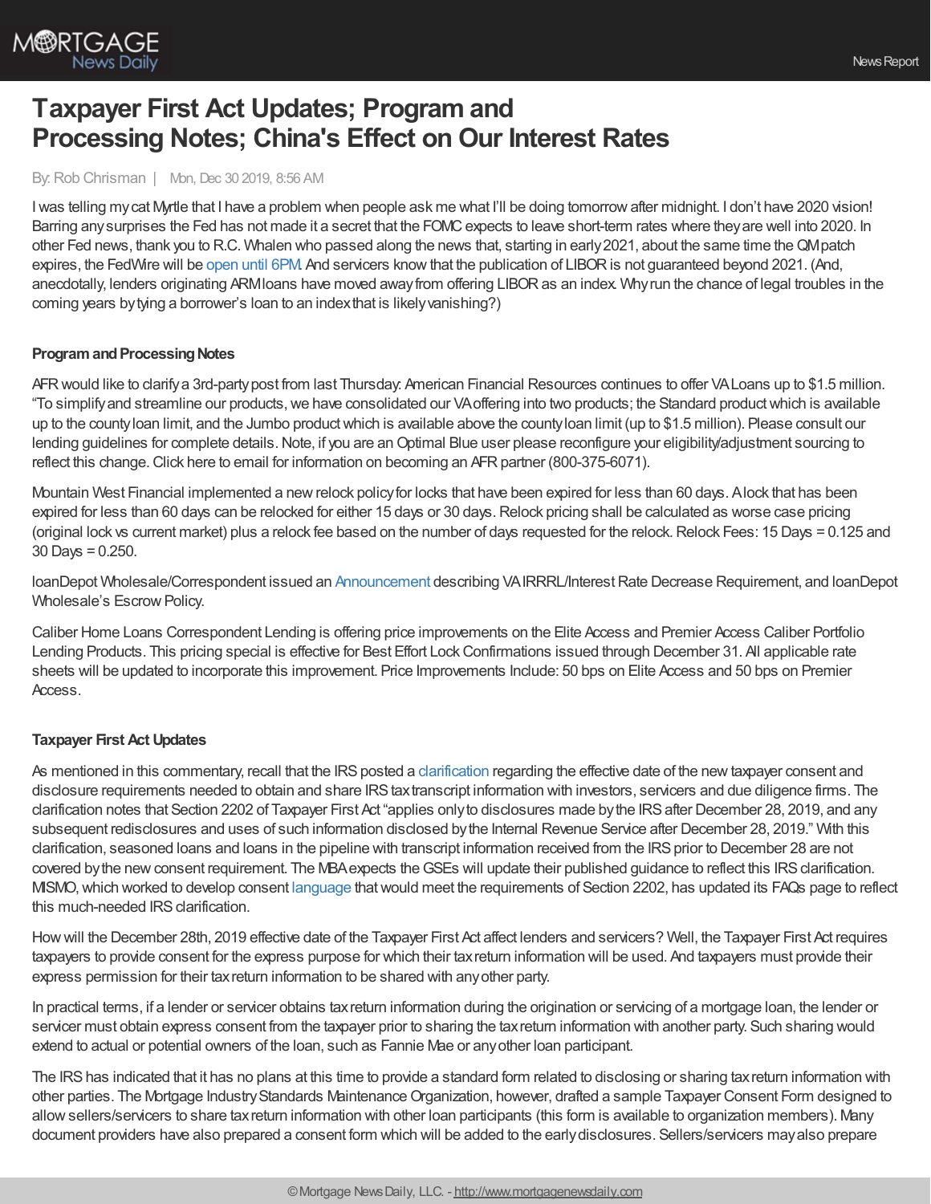# Taxpayer First Act Updates; Program and Processing Notes; China's Effect on Our Interest Rates

By: Rob Chrisman | Mon, Dec 30 2019, 8:56 AM

I was telling my cat Myrtle that I have a problem when people ask me what I'll be doing tomorrow after midnight. I don't have 2020 vision! Barring any surprises the Fed has not made it a secret that the FOMC expects to leave short-term rates where they are well into 2020. In other Fed news, thank you to R.C. Whalen who passed along the news that, starting in early 2021, about the same time the QM patch expires, the FedWire will be open until 6PM. And servicers know that the publication of LIBOR is not guaranteed beyond 2021. (And, anecdotally, lenders originating ARM loans have moved away from offering LIBOR as an index. Why run the chance of legal troubles in the coming years by tying a borrower's loan to an index that is likely vanishing?)

### Program and Processing Notes

AFR would like to clarify a 3rd-party post from last Thursday: American Financial Resources continues to offer VA Loans up to $1.5 million. "To simplify and streamline our products, we have consolidated our VA offering into two products; the Standard product which is available up to the county loan limit, and the Jumbo product which is available above the county loan limit (up to $1.5 million). Please consult our lending guidelines for complete details. Note, if you are an Optimal Blue user please reconfigure your eligibility/adjustment sourcing to reflect this change. Click here to email for information on becoming an AFR partner (800-375-6071).

Mountain West Financial implemented a new relock policy for locks that have been expired for less than 60 days. A lock that has been expired for less than 60 days can be relocked for either 15 days or 30 days. Relock pricing shall be calculated as worse case pricing (original lock vs current market) plus a relock fee based on the number of days requested for the relock. Relock Fees: 15 Days = 0.125 and 30 Days = 0.250.

loanDepot Wholesale/Correspondent issued an Announcement describing VA IRRRL/Interest Rate Decrease Requirement, and loanDepot Wholesale's Escrow Policy.

Caliber Home Loans Correspondent Lending is offering price improvements on the Elite Access and Premier Access Caliber Portfolio Lending Products. This pricing special is effective for Best Effort Lock Confirmations issued through December 31. All applicable rate sheets will be updated to incorporate this improvement. Price Improvements Include: 50 bps on Elite Access and 50 bps on Premier Access.

### Taxpayer First Act Updates

As mentioned in this commentary, recall that the IRS posted a clarification regarding the effective date of the new taxpayer consent and disclosure requirements needed to obtain and share IRS tax transcript information with investors, servicers and due diligence firms. The clarification notes that Section 2202 of Taxpayer First Act "applies only to disclosures made by the IRS after December 28, 2019, and any subsequent redisclosures and uses of such information disclosed by the Internal Revenue Service after December 28, 2019." With this clarification, seasoned loans and loans in the pipeline with transcript information received from the IRS prior to December 28 are not covered by the new consent requirement. The MBA expects the GSEs will update their published guidance to reflect this IRS clarification. MISMO, which worked to develop consent language that would meet the requirements of Section 2202, has updated its FAQs page to reflect this much-needed IRS clarification.

How will the December 28th, 2019 effective date of the Taxpayer First Act affect lenders and servicers? Well, the Taxpayer First Act requires taxpayers to provide consent for the express purpose for which their tax return information will be used. And taxpayers must provide their express permission for their tax return information to be shared with any other party.

In practical terms, if a lender or servicer obtains tax return information during the origination or servicing of a mortgage loan, the lender or servicer must obtain express consent from the taxpayer prior to sharing the tax return information with another party. Such sharing would extend to actual or potential owners of the loan, such as Fannie Mae or any other loan participant.

The IRS has indicated that it has no plans at this time to provide a standard form related to disclosing or sharing tax return information with other parties. The Mortgage Industry Standards Maintenance Organization, however, drafted a sample Taxpayer Consent Form designed to allow sellers/servicers to share tax return information with other loan participants (this form is available to organization members). Many document providers have also prepared a consent form which will be added to the early disclosures. Sellers/servicers may also prepare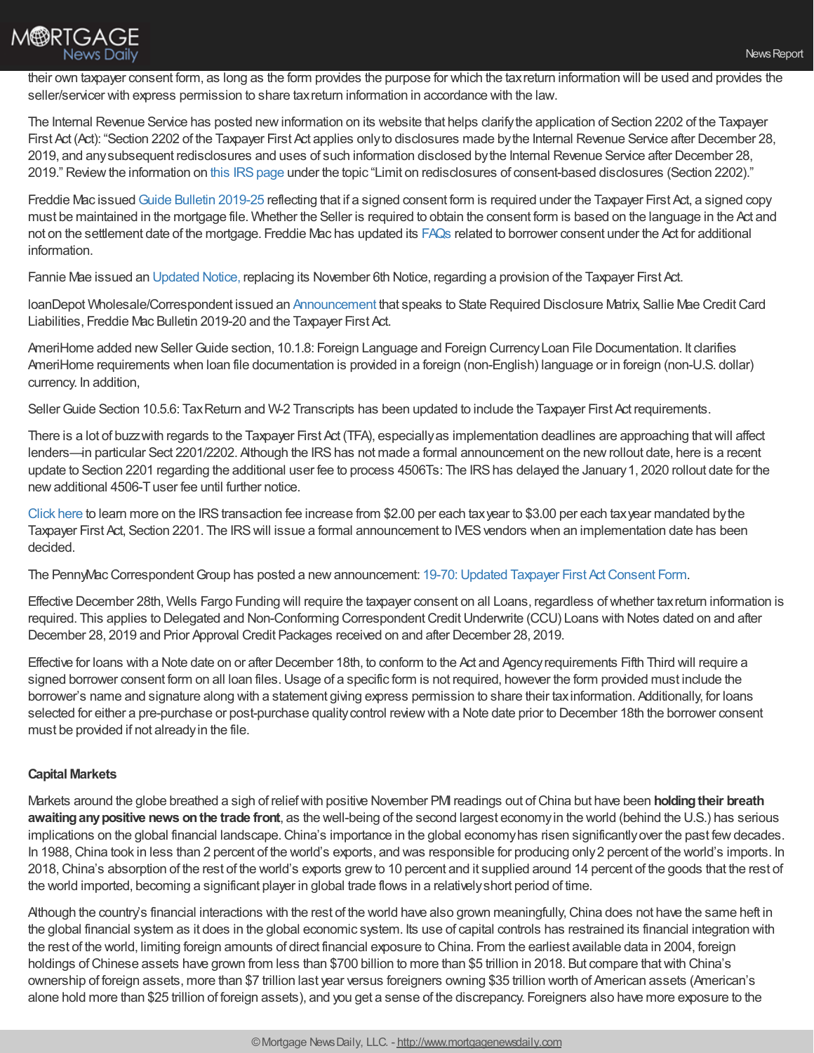their own taxpayer consent form, as long as the form provides the purpose for which the tax return information will be used and provides the seller/servicer with express permission to share tax return information in accordance with the law.

The Internal Revenue Service has posted new information on its website that helps clarify the application of Section 2202 of the Taxpayer First Act (Act): "Section 2202 of the Taxpayer First Act applies only to disclosures made by the Internal Revenue Service after December 28, 2019, and any subsequent redisclosures and uses of such information disclosed by the Internal Revenue Service after December 28, 2019." Review the information on this IRS page under the topic "Limit on redisclosures of consent-based disclosures (Section 2202)."

Freddie Mac issued Guide Bulletin 2019-25 reflecting that if a signed consent form is required under the Taxpayer First Act, a signed copy must be maintained in the mortgage file. Whether the Seller is required to obtain the consent form is based on the language in the Act and not on the settlement date of the mortgage. Freddie Mac has updated its FAQs related to borrower consent under the Act for additional information.

Fannie Mae issued an Updated Notice, replacing its November 6th Notice, regarding a provision of the Taxpayer First Act.

loanDepot Wholesale/Correspondent issued an Announcement that speaks to State Required Disclosure Matrix, Sallie Mae Credit Card Liabilities, Freddie Mac Bulletin 2019-20 and the Taxpayer First Act.

AmeriHome added new Seller Guide section, 10.1.8: Foreign Language and Foreign Currency Loan File Documentation. It clarifies AmeriHome requirements when loan file documentation is provided in a foreign (non-English) language or in foreign (non-U.S. dollar) currency. In addition,

Seller Guide Section 10.5.6: Tax Return and W-2 Transcripts has been updated to include the Taxpayer First Act requirements.

There is a lot of buzz with regards to the Taxpayer First Act (TFA), especially as implementation deadlines are approaching that will affect lenders—in particular Sect 2201/2202. Although the IRS has not made a formal announcement on the new rollout date, here is a recent update to Section 2201 regarding the additional user fee to process 4506Ts: The IRS has delayed the January 1, 2020 rollout date for the new additional 4506-T user fee until further notice.

Click here to learn more on the IRS transaction fee increase from $2.00 per each tax year to $3.00 per each tax year mandated by the Taxpayer First Act, Section 2201. The IRS will issue a formal announcement to IVES vendors when an implementation date has been decided.

The PennyMac Correspondent Group has posted a new announcement: 19-70: Updated Taxpayer First Act Consent Form.

Effective December 28th, Wells Fargo Funding will require the taxpayer consent on all Loans, regardless of whether tax return information is required. This applies to Delegated and Non-Conforming Correspondent Credit Underwrite (CCU) Loans with Notes dated on and after December 28, 2019 and Prior Approval Credit Packages received on and after December 28, 2019.

Effective for loans with a Note date on or after December 18th, to conform to the Act and Agency requirements Fifth Third will require a signed borrower consent form on all loan files. Usage of a specific form is not required, however the form provided must include the borrower's name and signature along with a statement giving express permission to share their tax information. Additionally, for loans selected for either a pre-purchase or post-purchase quality control review with a Note date prior to December 18th the borrower consent must be provided if not already in the file.

**Capital Markets**

Markets around the globe breathed a sigh of relief with positive November PMI readings out of China but have been **holding their breath awaiting any positive news on the trade front**, as the well-being of the second largest economy in the world (behind the U.S.) has serious implications on the global financial landscape. China's importance in the global economy has risen significantly over the past few decades. In 1988, China took in less than 2 percent of the world's exports, and was responsible for producing only 2 percent of the world's imports. In 2018, China's absorption of the rest of the world's exports grew to 10 percent and it supplied around 14 percent of the goods that the rest of the world imported, becoming a significant player in global trade flows in a relatively short period of time.

Although the country's financial interactions with the rest of the world have also grown meaningfully, China does not have the same heft in the global financial system as it does in the global economic system. Its use of capital controls has restrained its financial integration with the rest of the world, limiting foreign amounts of direct financial exposure to China. From the earliest available data in 2004, foreign holdings of Chinese assets have grown from less than $700 billion to more than $5 trillion in 2018. But compare that with China's ownership of foreign assets, more than $7 trillion last year versus foreigners owning $35 trillion worth of American assets (American's alone hold more than $25 trillion of foreign assets), and you get a sense of the discrepancy. Foreigners also have more exposure to the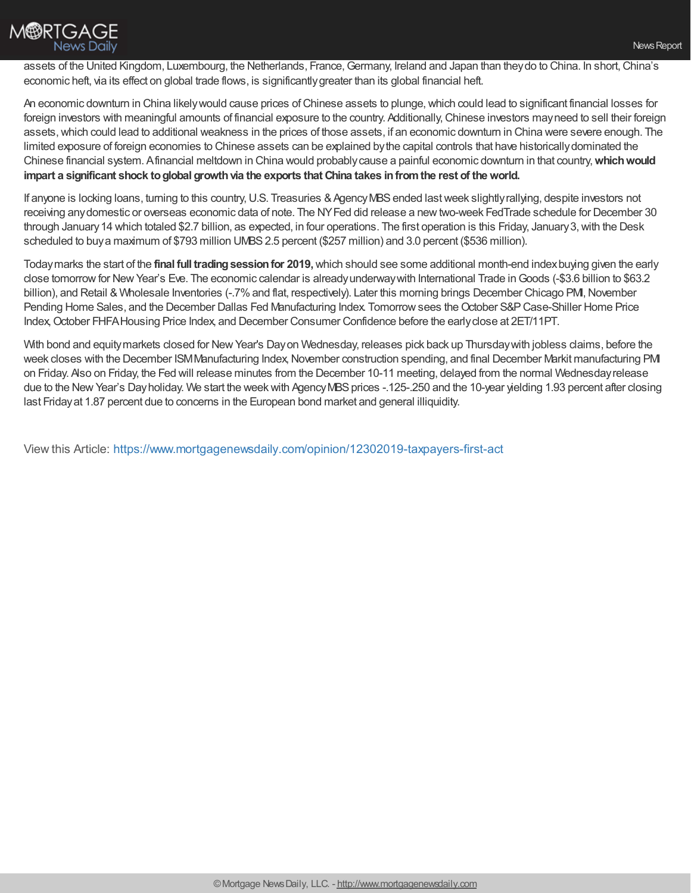assets of the United Kingdom, Luxembourg, the Netherlands, France, Germany, Ireland and Japan than they do to China. In short, China's economic heft, via its effect on global trade flows, is significantly greater than its global financial heft.

An economic downturn in China likely would cause prices of Chinese assets to plunge, which could lead to significant financial losses for foreign investors with meaningful amounts of financial exposure to the country. Additionally, Chinese investors may need to sell their foreign assets, which could lead to additional weakness in the prices of those assets, if an economic downturn in China were severe enough. The limited exposure of foreign economies to Chinese assets can be explained by the capital controls that have historically dominated the Chinese financial system. A financial meltdown in China would probably cause a painful economic downturn in that country, **which would impart a significant shock to global growth via the exports that China takes in from the rest of the world.**

If anyone is locking loans, turning to this country, U.S. Treasuries & Agency MBS ended last week slightly rallying, despite investors not receiving any domestic or overseas economic data of note. The NY Fed did release a new two-week FedTrade schedule for December 30 through January 14 which totaled $2.7 billion, as expected, in four operations. The first operation is this Friday, January 3, with the Desk scheduled to buy a maximum of $793 million UMBS 2.5 percent ($257 million) and 3.0 percent ($536 million).

Today marks the start of the **final full trading session for 2019,** which should see some additional month-end index buying given the early close tomorrow for New Year's Eve. The economic calendar is already underway with International Trade in Goods (-$3.6 billion to $63.2 billion), and Retail & Wholesale Inventories (-.7% and flat, respectively). Later this morning brings December Chicago PMI, November Pending Home Sales, and the December Dallas Fed Manufacturing Index. Tomorrow sees the October S&P Case-Shiller Home Price Index, October FHFA Housing Price Index, and December Consumer Confidence before the early close at 2ET/11PT.

With bond and equity markets closed for New Year's Day on Wednesday, releases pick back up Thursday with jobless claims, before the week closes with the December ISM Manufacturing Index, November construction spending, and final December Markit manufacturing PMI on Friday. Also on Friday, the Fed will release minutes from the December 10-11 meeting, delayed from the normal Wednesday release due to the New Year's Day holiday. We start the week with Agency MBS prices -.125-.250 and the 10-year yielding 1.93 percent after closing last Friday at 1.87 percent due to concerns in the European bond market and general illiquidity.

View this Article: https://www.mortgagenewsdaily.com/opinion/12302019-taxpayers-first-act